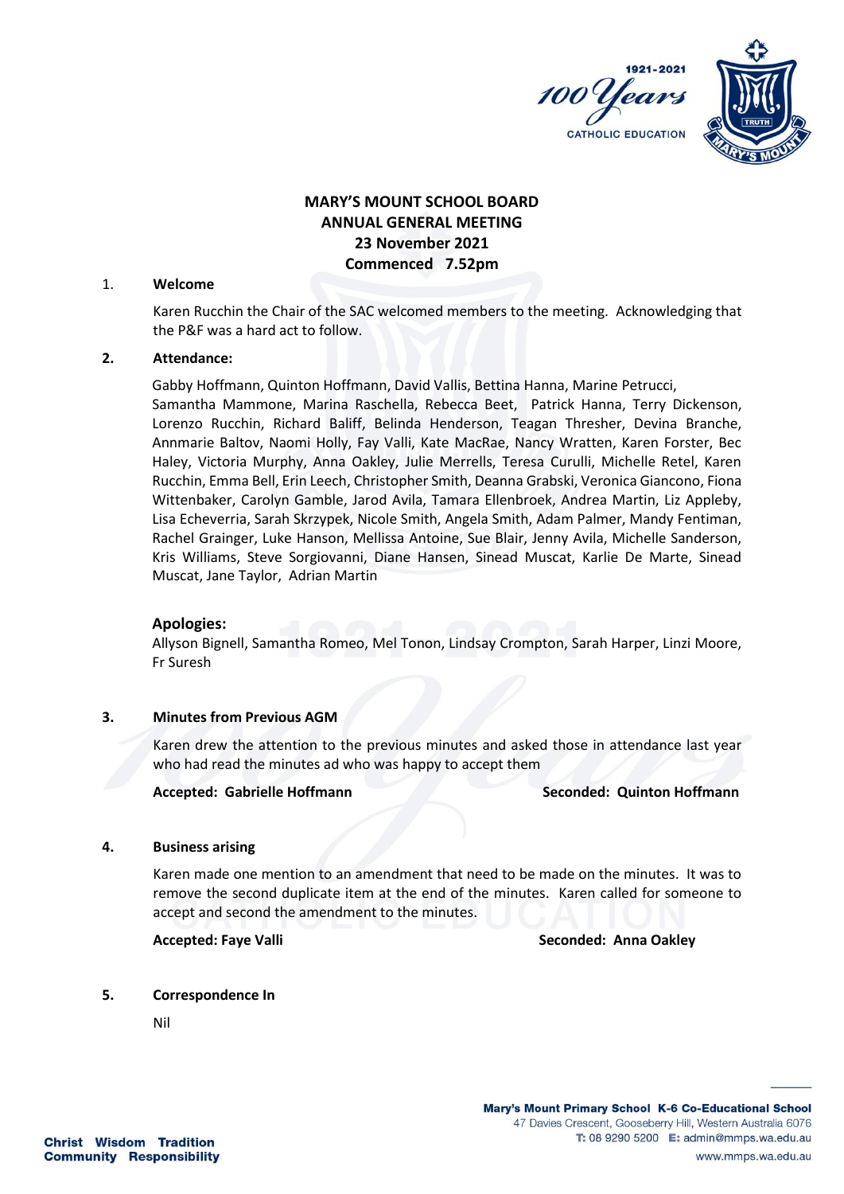# MARY'S MOUNT SCHOOL BOARD
## ANNUAL GENERAL MEETING
## 23 November 2021
## Commenced 7.52pm

1. **Welcome**

   Karen Rucchin the Chair of the SAC welcomed members to the meeting. Acknowledging that the P&F was a hard act to follow.

2. **Attendance:**

   Gabby Hoffmann, Quinton Hoffmann, David Vallis, Bettina Hanna, Marine Petrucci, Samantha Mammone, Marina Raschella, Rebecca Beet, Patrick Hanna, Terry Dickenson, Lorenzo Rucchin, Richard Baliff, Belinda Henderson, Teagan Thresher, Devina Branche, Annmarie Baltov, Naomi Holly, Fay Valli, Kate MacRae, Nancy Wratten, Karen Forster, Bec Haley, Victoria Murphy, Anna Oakley, Julie Merrells, Teresa Curulli, Michelle Retel, Karen Rucchin, Emma Bell, Erin Leech, Christopher Smith, Deanna Grabski, Veronica Giancono, Fiona Wittenbaker, Carolyn Gamble, Jarod Avila, Tamara Ellenbroek, Andrea Martin, Liz Appleby, Lisa Echeverria, Sarah Skrzypek, Nicole Smith, Angela Smith, Adam Palmer, Mandy Fentiman, Rachel Grainger, Luke Hanson, Mellissa Antoine, Sue Blair, Jenny Avila, Michelle Sanderson, Kris Williams, Steve Sorgiovanni, Diane Hansen, Sinead Muscat, Karlie De Marte, Sinead Muscat, Jane Taylor, Adrian Martin

   **Apologies:**
   Allyson Bignell, Samantha Romeo, Mel Tonon, Lindsay Crompton, Sarah Harper, Linzi Moore, Fr Suresh

3. **Minutes from Previous AGM**

   Karen drew the attention to the previous minutes and asked those in attendance last year who had read the minutes ad who was happy to accept them

   **Accepted: Gabrielle Hoffmann** **Seconded: Quinton Hoffmann**

4. **Business arising**

   Karen made one mention to an amendment that need to be made on the minutes. It was to remove the second duplicate item at the end of the minutes. Karen called for someone to accept and second the amendment to the minutes.

   **Accepted: Faye Valli** **Seconded: Anna Oakley**

5. **Correspondence In**

   Nil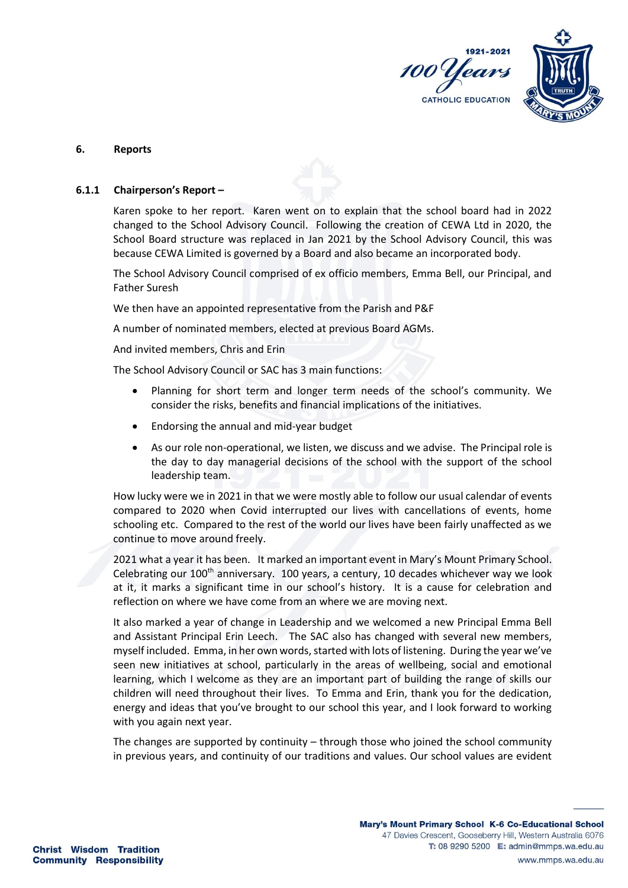## 6. Reports

### 6.1.1 Chairperson's Report –

Karen spoke to her report. Karen went on to explain that the school board had in 2022 changed to the School Advisory Council. Following the creation of CEWA Ltd in 2020, the School Board structure was replaced in Jan 2021 by the School Advisory Council, this was because CEWA Limited is governed by a Board and also became an incorporated body.

The School Advisory Council comprised of ex officio members, Emma Bell, our Principal, and Father Suresh

We then have an appointed representative from the Parish and P&F

A number of nominated members, elected at previous Board AGMs.

And invited members, Chris and Erin

The School Advisory Council or SAC has 3 main functions:

- Planning for short term and longer term needs of the school's community. We consider the risks, benefits and financial implications of the initiatives.
- Endorsing the annual and mid-year budget
- As our role non-operational, we listen, we discuss and we advise. The Principal role is the day to day managerial decisions of the school with the support of the school leadership team.

How lucky were we in 2021 in that we were mostly able to follow our usual calendar of events compared to 2020 when Covid interrupted our lives with cancellations of events, home schooling etc. Compared to the rest of the world our lives have been fairly unaffected as we continue to move around freely.

2021 what a year it has been. It marked an important event in Mary's Mount Primary School. Celebrating our 100th anniversary. 100 years, a century, 10 decades whichever way we look at it, it marks a significant time in our school's history. It is a cause for celebration and reflection on where we have come from an where we are moving next.

It also marked a year of change in Leadership and we welcomed a new Principal Emma Bell and Assistant Principal Erin Leech. The SAC also has changed with several new members, myself included. Emma, in her own words, started with lots of listening. During the year we've seen new initiatives at school, particularly in the areas of wellbeing, social and emotional learning, which I welcome as they are an important part of building the range of skills our children will need throughout their lives. To Emma and Erin, thank you for the dedication, energy and ideas that you've brought to our school this year, and I look forward to working with you again next year.

The changes are supported by continuity – through those who joined the school community in previous years, and continuity of our traditions and values. Our school values are evident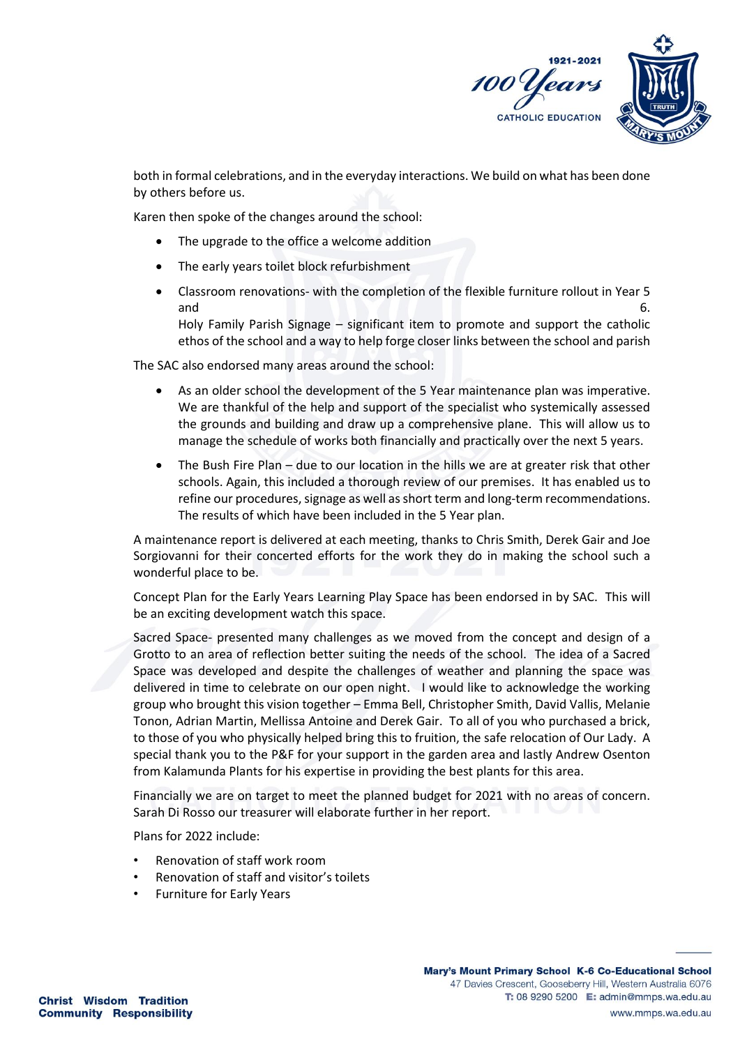both in formal celebrations, and in the everyday interactions. We build on what has been done by others before us.

Karen then spoke of the changes around the school:

- The upgrade to the office a welcome addition
- The early years toilet block refurbishment
- Classroom renovations- with the completion of the flexible furniture rollout in Year 5 and 6.
  Holy Family Parish Signage – significant item to promote and support the catholic ethos of the school and a way to help forge closer links between the school and parish

The SAC also endorsed many areas around the school:

- As an older school the development of the 5 Year maintenance plan was imperative. We are thankful of the help and support of the specialist who systemically assessed the grounds and building and draw up a comprehensive plane. This will allow us to manage the schedule of works both financially and practically over the next 5 years.
- The Bush Fire Plan – due to our location in the hills we are at greater risk that other schools. Again, this included a thorough review of our premises. It has enabled us to refine our procedures, signage as well as short term and long-term recommendations. The results of which have been included in the 5 Year plan.

A maintenance report is delivered at each meeting, thanks to Chris Smith, Derek Gair and Joe Sorgiovanni for their concerted efforts for the work they do in making the school such a wonderful place to be.

Concept Plan for the Early Years Learning Play Space has been endorsed in by SAC. This will be an exciting development watch this space.

Sacred Space- presented many challenges as we moved from the concept and design of a Grotto to an area of reflection better suiting the needs of the school. The idea of a Sacred Space was developed and despite the challenges of weather and planning the space was delivered in time to celebrate on our open night. I would like to acknowledge the working group who brought this vision together – Emma Bell, Christopher Smith, David Vallis, Melanie Tonon, Adrian Martin, Mellissa Antoine and Derek Gair. To all of you who purchased a brick, to those of you who physically helped bring this to fruition, the safe relocation of Our Lady. A special thank you to the P&F for your support in the garden area and lastly Andrew Osenton from Kalamunda Plants for his expertise in providing the best plants for this area.

Financially we are on target to meet the planned budget for 2021 with no areas of concern. Sarah Di Rosso our treasurer will elaborate further in her report.

Plans for 2022 include:

- Renovation of staff work room
- Renovation of staff and visitor's toilets
- Furniture for Early Years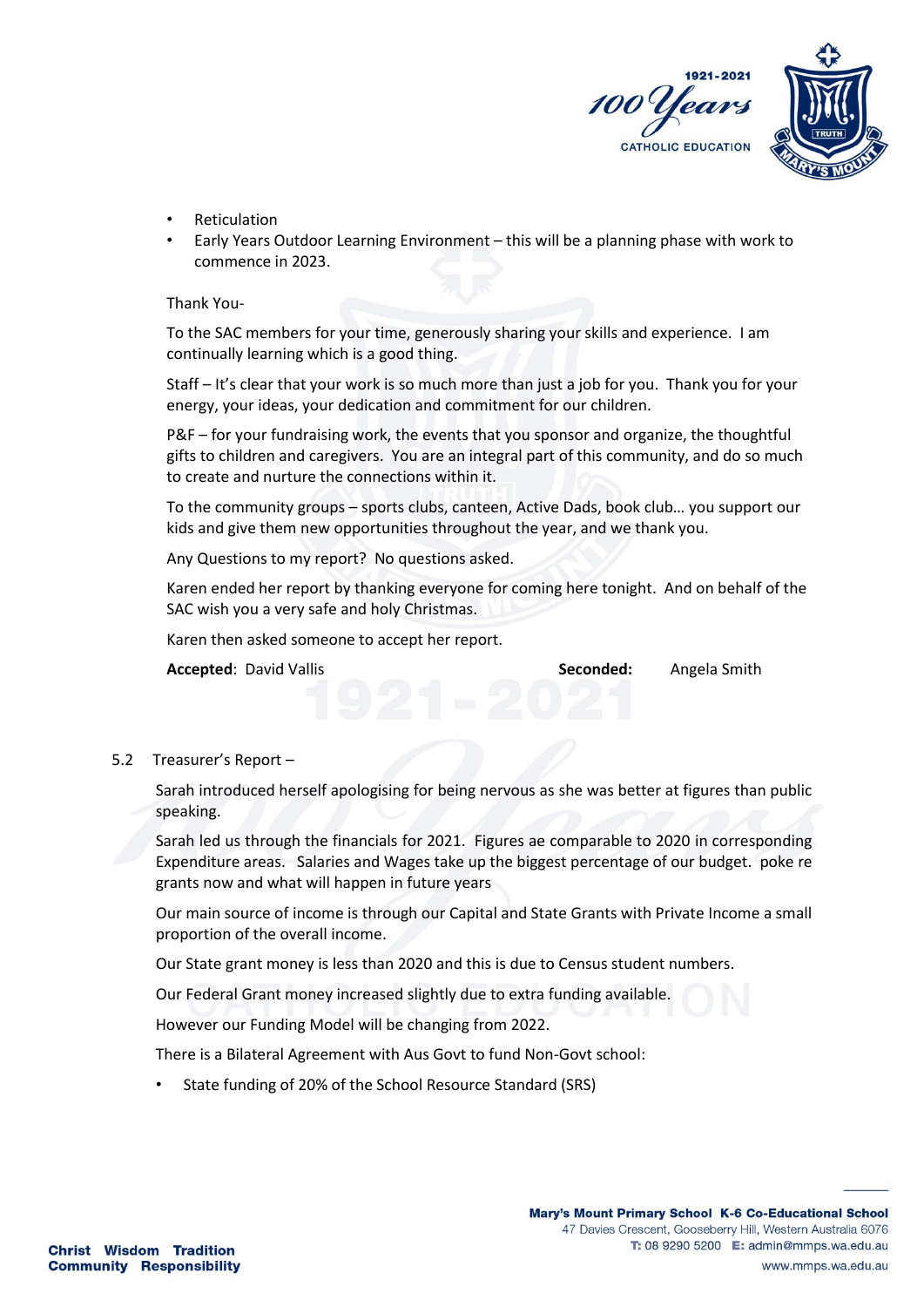- Reticulation
- Early Years Outdoor Learning Environment – this will be a planning phase with work to commence in 2023.

Thank You-

To the SAC members for your time, generously sharing your skills and experience. I am continually learning which is a good thing.

Staff – It's clear that your work is so much more than just a job for you. Thank you for your energy, your ideas, your dedication and commitment for our children.

P&F – for your fundraising work, the events that you sponsor and organize, the thoughtful gifts to children and caregivers. You are an integral part of this community, and do so much to create and nurture the connections within it.

To the community groups – sports clubs, canteen, Active Dads, book club… you support our kids and give them new opportunities throughout the year, and we thank you.

Any Questions to my report? No questions asked.

Karen ended her report by thanking everyone for coming here tonight. And on behalf of the SAC wish you a very safe and holy Christmas.

Karen then asked someone to accept her report.

**Accepted**: David Vallis **Seconded:** Angela Smith

5.2 Treasurer's Report –

Sarah introduced herself apologising for being nervous as she was better at figures than public speaking.

Sarah led us through the financials for 2021. Figures ae comparable to 2020 in corresponding Expenditure areas. Salaries and Wages take up the biggest percentage of our budget. poke re grants now and what will happen in future years

Our main source of income is through our Capital and State Grants with Private Income a small proportion of the overall income.

Our State grant money is less than 2020 and this is due to Census student numbers.

Our Federal Grant money increased slightly due to extra funding available.

However our Funding Model will be changing from 2022.

There is a Bilateral Agreement with Aus Govt to fund Non-Govt school:

- State funding of 20% of the School Resource Standard (SRS)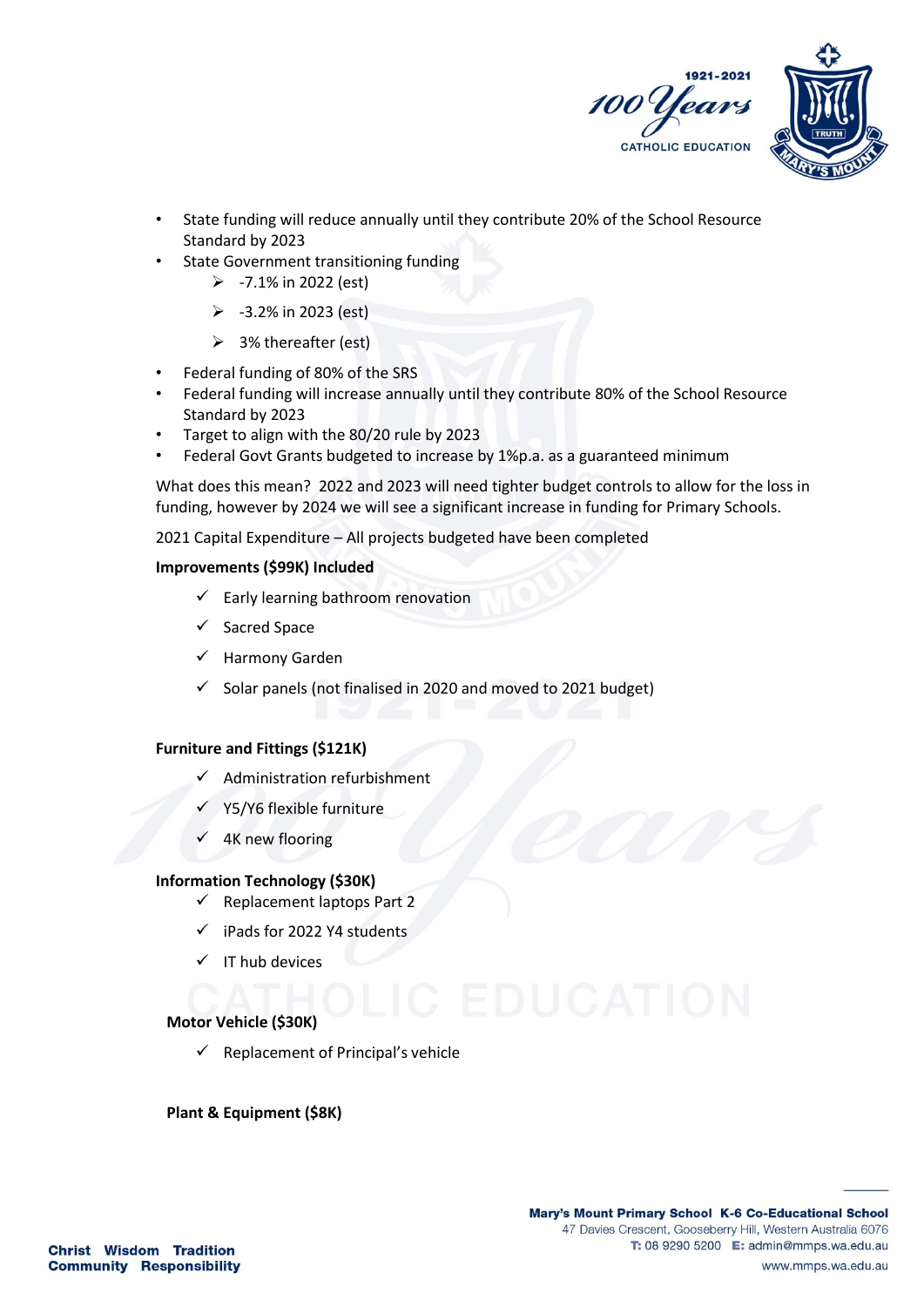- State funding will reduce annually until they contribute 20% of the School Resource Standard by 2023
- State Government transitioning funding
  - -7.1% in 2022 (est)
  - -3.2% in 2023 (est)
  - 3% thereafter (est)
- Federal funding of 80% of the SRS
- Federal funding will increase annually until they contribute 80% of the School Resource Standard by 2023
- Target to align with the 80/20 rule by 2023
- Federal Govt Grants budgeted to increase by 1%p.a. as a guaranteed minimum

What does this mean? 2022 and 2023 will need tighter budget controls to allow for the loss in funding, however by 2024 we will see a significant increase in funding for Primary Schools.

2021 Capital Expenditure – All projects budgeted have been completed

**Improvements ($99K) Included**

- ✓ Early learning bathroom renovation
- ✓ Sacred Space
- ✓ Harmony Garden
- ✓ Solar panels (not finalised in 2020 and moved to 2021 budget)

**Furniture and Fittings ($121K)**

- ✓ Administration refurbishment
- ✓ Y5/Y6 flexible furniture
- ✓ 4K new flooring

**Information Technology ($30K)**

- ✓ Replacement laptops Part 2
- ✓ iPads for 2022 Y4 students
- ✓ IT hub devices

**Motor Vehicle ($30K)**

- ✓ Replacement of Principal's vehicle

**Plant & Equipment ($8K)**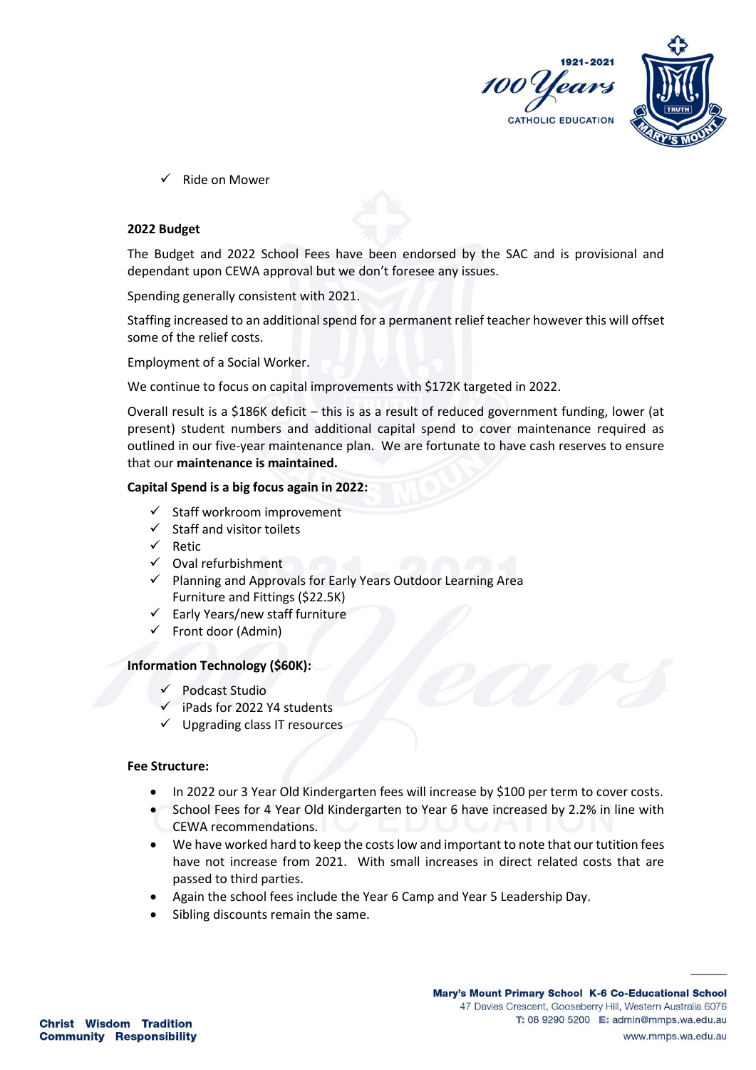- ✓ Ride on Mower

**2022 Budget**

The Budget and 2022 School Fees have been endorsed by the SAC and is provisional and dependant upon CEWA approval but we don't foresee any issues.

Spending generally consistent with 2021.

Staffing increased to an additional spend for a permanent relief teacher however this will offset some of the relief costs.

Employment of a Social Worker.

We continue to focus on capital improvements with $172K targeted in 2022.

Overall result is a $186K deficit – this is as a result of reduced government funding, lower (at present) student numbers and additional capital spend to cover maintenance required as outlined in our five-year maintenance plan. We are fortunate to have cash reserves to ensure that our **maintenance is maintained.**

**Capital Spend is a big focus again in 2022:**

- ✓ Staff workroom improvement
- ✓ Staff and visitor toilets
- ✓ Retic
- ✓ Oval refurbishment
- ✓ Planning and Approvals for Early Years Outdoor Learning Area Furniture and Fittings ($22.5K)
- ✓ Early Years/new staff furniture
- ✓ Front door (Admin)

**Information Technology ($60K):**

- ✓ Podcast Studio
- ✓ iPads for 2022 Y4 students
- ✓ Upgrading class IT resources

**Fee Structure:**

- In 2022 our 3 Year Old Kindergarten fees will increase by $100 per term to cover costs.
- School Fees for 4 Year Old Kindergarten to Year 6 have increased by 2.2% in line with CEWA recommendations.
- We have worked hard to keep the costs low and important to note that our tuition fees have not increase from 2021. With small increases in direct related costs that are passed to third parties.
- Again the school fees include the Year 6 Camp and Year 5 Leadership Day.
- Sibling discounts remain the same.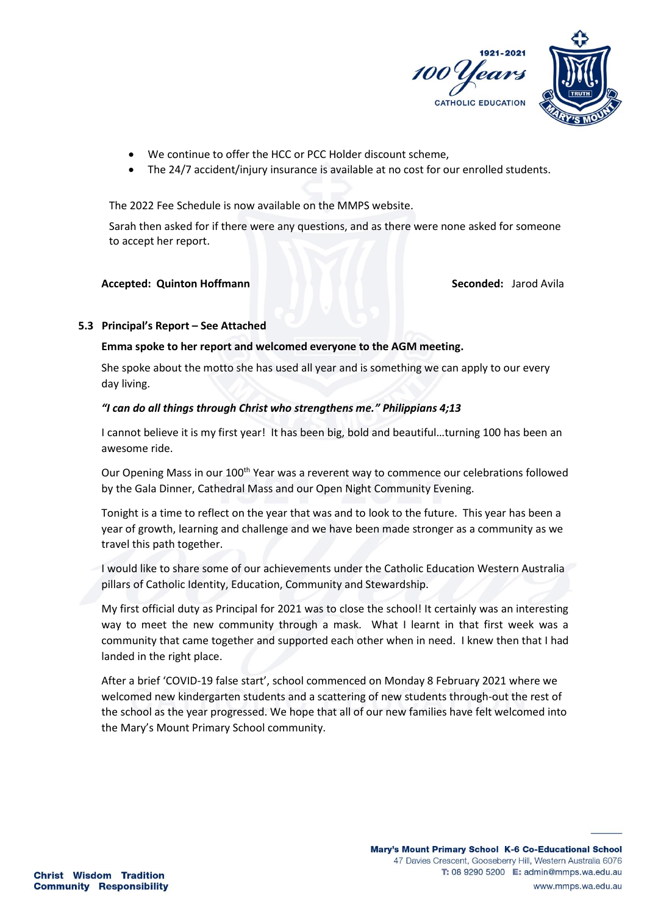- We continue to offer the HCC or PCC Holder discount scheme,
- The 24/7 accident/injury insurance is available at no cost for our enrolled students.

The 2022 Fee Schedule is now available on the MMPS website.

Sarah then asked for if there were any questions, and as there were none asked for someone to accept her report.

**Accepted: Quinton Hoffmann** **Seconded:** Jarod Avila

### 5.3 Principal's Report – See Attached

**Emma spoke to her report and welcomed everyone to the AGM meeting.**

She spoke about the motto she has used all year and is something we can apply to our every day living.

***"I can do all things through Christ who strengthens me." Philippians 4;13***

I cannot believe it is my first year! It has been big, bold and beautiful…turning 100 has been an awesome ride.

Our Opening Mass in our 100th Year was a reverent way to commence our celebrations followed by the Gala Dinner, Cathedral Mass and our Open Night Community Evening.

Tonight is a time to reflect on the year that was and to look to the future. This year has been a year of growth, learning and challenge and we have been made stronger as a community as we travel this path together.

I would like to share some of our achievements under the Catholic Education Western Australia pillars of Catholic Identity, Education, Community and Stewardship.

My first official duty as Principal for 2021 was to close the school! It certainly was an interesting way to meet the new community through a mask. What I learnt in that first week was a community that came together and supported each other when in need. I knew then that I had landed in the right place.

After a brief 'COVID-19 false start', school commenced on Monday 8 February 2021 where we welcomed new kindergarten students and a scattering of new students through-out the rest of the school as the year progressed. We hope that all of our new families have felt welcomed into the Mary's Mount Primary School community.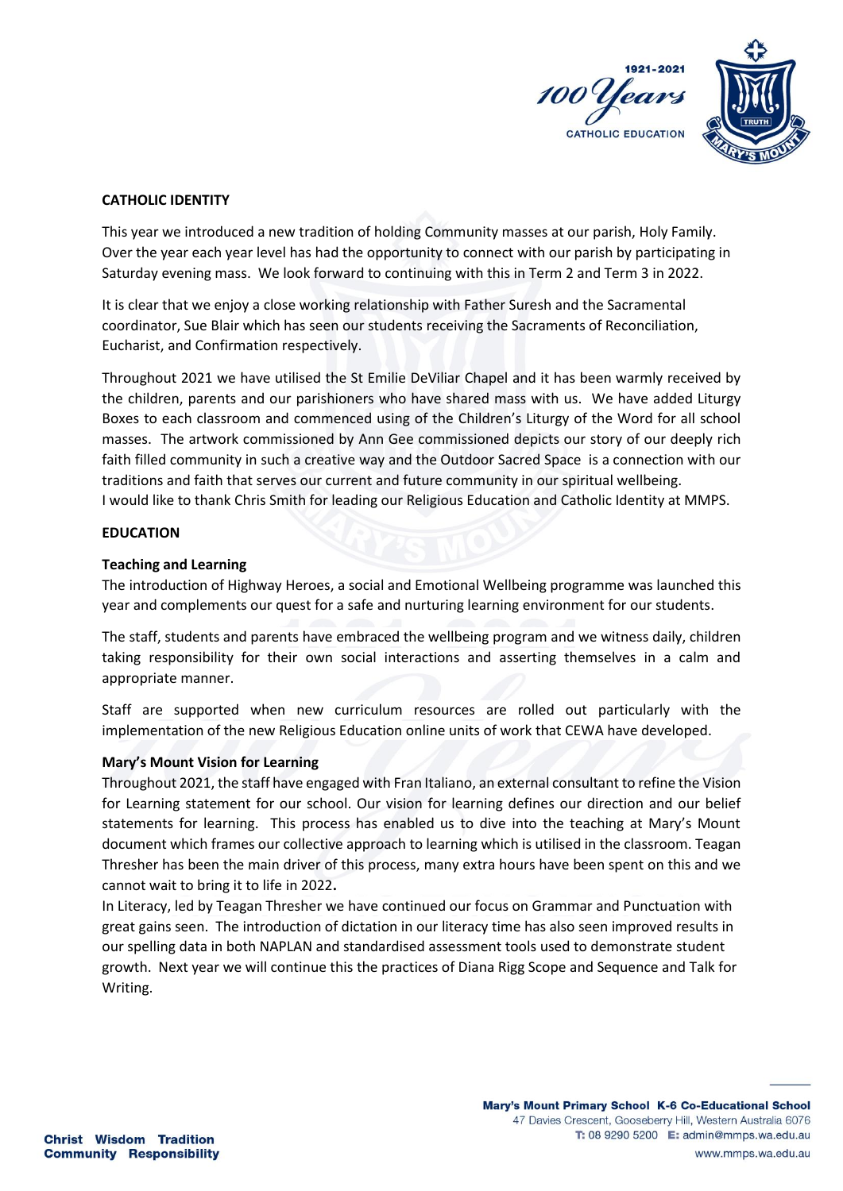**CATHOLIC IDENTITY**

This year we introduced a new tradition of holding Community masses at our parish, Holy Family. Over the year each year level has had the opportunity to connect with our parish by participating in Saturday evening mass. We look forward to continuing with this in Term 2 and Term 3 in 2022.

It is clear that we enjoy a close working relationship with Father Suresh and the Sacramental coordinator, Sue Blair which has seen our students receiving the Sacraments of Reconciliation, Eucharist, and Confirmation respectively.

Throughout 2021 we have utilised the St Emilie DeViliar Chapel and it has been warmly received by the children, parents and our parishioners who have shared mass with us. We have added Liturgy Boxes to each classroom and commenced using of the Children's Liturgy of the Word for all school masses. The artwork commissioned by Ann Gee commissioned depicts our story of our deeply rich faith filled community in such a creative way and the Outdoor Sacred Space is a connection with our traditions and faith that serves our current and future community in our spiritual wellbeing.
I would like to thank Chris Smith for leading our Religious Education and Catholic Identity at MMPS.

**EDUCATION**

**Teaching and Learning**
The introduction of Highway Heroes, a social and Emotional Wellbeing programme was launched this year and complements our quest for a safe and nurturing learning environment for our students.

The staff, students and parents have embraced the wellbeing program and we witness daily, children taking responsibility for their own social interactions and asserting themselves in a calm and appropriate manner.

Staff are supported when new curriculum resources are rolled out particularly with the implementation of the new Religious Education online units of work that CEWA have developed.

**Mary's Mount Vision for Learning**
Throughout 2021, the staff have engaged with Fran Italiano, an external consultant to refine the Vision for Learning statement for our school. Our vision for learning defines our direction and our belief statements for learning. This process has enabled us to dive into the teaching at Mary's Mount document which frames our collective approach to learning which is utilised in the classroom. Teagan Thresher has been the main driver of this process, many extra hours have been spent on this and we cannot wait to bring it to life in 2022**.**
In Literacy, led by Teagan Thresher we have continued our focus on Grammar and Punctuation with great gains seen. The introduction of dictation in our literacy time has also seen improved results in our spelling data in both NAPLAN and standardised assessment tools used to demonstrate student growth. Next year we will continue this the practices of Diana Rigg Scope and Sequence and Talk for Writing.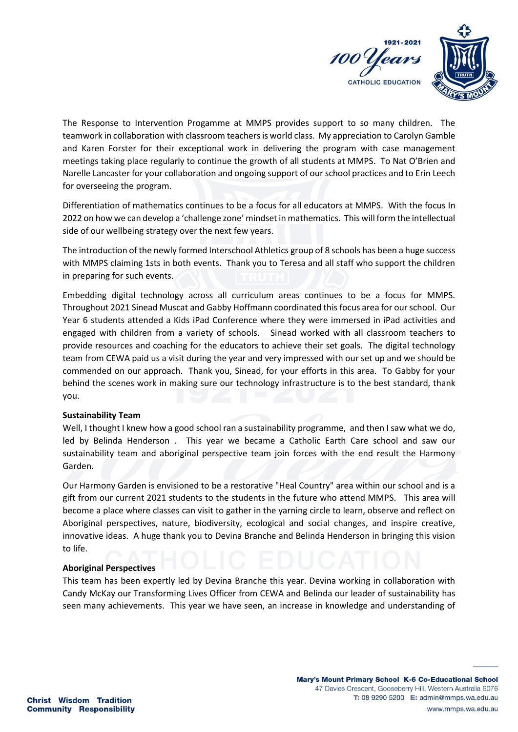The Response to Intervention Progamme at MMPS provides support to so many children. The teamwork in collaboration with classroom teachers is world class. My appreciation to Carolyn Gamble and Karen Forster for their exceptional work in delivering the program with case management meetings taking place regularly to continue the growth of all students at MMPS. To Nat O'Brien and Narelle Lancaster for your collaboration and ongoing support of our school practices and to Erin Leech for overseeing the program.

Differentiation of mathematics continues to be a focus for all educators at MMPS. With the focus In 2022 on how we can develop a 'challenge zone' mindset in mathematics. This will form the intellectual side of our wellbeing strategy over the next few years.

The introduction of the newly formed Interschool Athletics group of 8 schools has been a huge success with MMPS claiming 1sts in both events. Thank you to Teresa and all staff who support the children in preparing for such events.

Embedding digital technology across all curriculum areas continues to be a focus for MMPS. Throughout 2021 Sinead Muscat and Gabby Hoffmann coordinated this focus area for our school. Our Year 6 students attended a Kids iPad Conference where they were immersed in iPad activities and engaged with children from a variety of schools. Sinead worked with all classroom teachers to provide resources and coaching for the educators to achieve their set goals. The digital technology team from CEWA paid us a visit during the year and very impressed with our set up and we should be commended on our approach. Thank you, Sinead, for your efforts in this area. To Gabby for your behind the scenes work in making sure our technology infrastructure is to the best standard, thank you.

**Sustainability Team**

Well, I thought I knew how a good school ran a sustainability programme, and then I saw what we do, led by Belinda Henderson . This year we became a Catholic Earth Care school and saw our sustainability team and aboriginal perspective team join forces with the end result the Harmony Garden.

Our Harmony Garden is envisioned to be a restorative "Heal Country" area within our school and is a gift from our current 2021 students to the students in the future who attend MMPS. This area will become a place where classes can visit to gather in the yarning circle to learn, observe and reflect on Aboriginal perspectives, nature, biodiversity, ecological and social changes, and inspire creative, innovative ideas. A huge thank you to Devina Branche and Belinda Henderson in bringing this vision to life.

**Aboriginal Perspectives**

This team has been expertly led by Devina Branche this year. Devina working in collaboration with Candy McKay our Transforming Lives Officer from CEWA and Belinda our leader of sustainability has seen many achievements. This year we have seen, an increase in knowledge and understanding of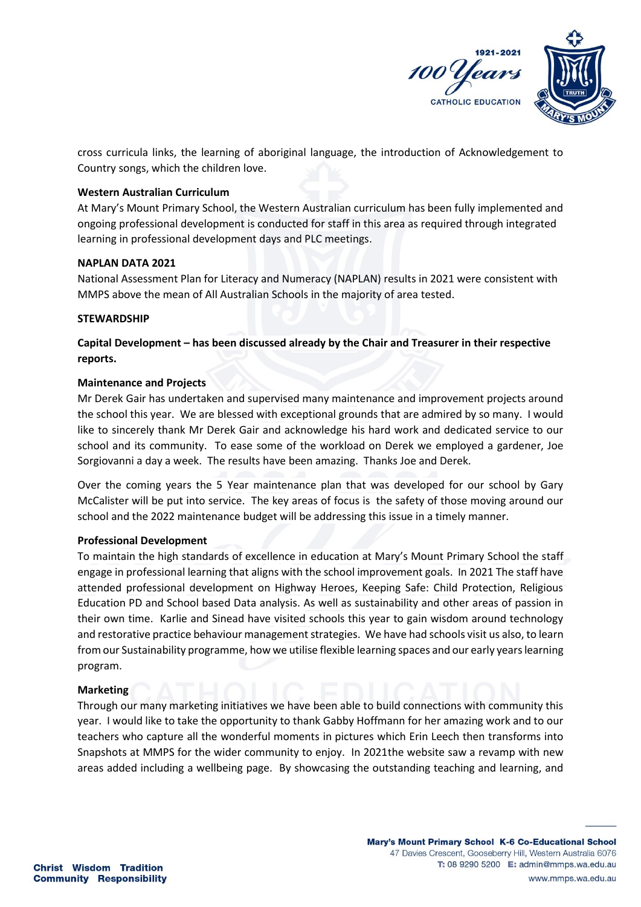cross curricula links, the learning of aboriginal language, the introduction of Acknowledgement to Country songs, which the children love.

**Western Australian Curriculum**

At Mary's Mount Primary School, the Western Australian curriculum has been fully implemented and ongoing professional development is conducted for staff in this area as required through integrated learning in professional development days and PLC meetings.

**NAPLAN DATA 2021**

National Assessment Plan for Literacy and Numeracy (NAPLAN) results in 2021 were consistent with MMPS above the mean of All Australian Schools in the majority of area tested.

**STEWARDSHIP**

**Capital Development – has been discussed already by the Chair and Treasurer in their respective reports.**

**Maintenance and Projects**

Mr Derek Gair has undertaken and supervised many maintenance and improvement projects around the school this year. We are blessed with exceptional grounds that are admired by so many. I would like to sincerely thank Mr Derek Gair and acknowledge his hard work and dedicated service to our school and its community. To ease some of the workload on Derek we employed a gardener, Joe Sorgiovanni a day a week. The results have been amazing. Thanks Joe and Derek.

Over the coming years the 5 Year maintenance plan that was developed for our school by Gary McCalister will be put into service. The key areas of focus is the safety of those moving around our school and the 2022 maintenance budget will be addressing this issue in a timely manner.

**Professional Development**

To maintain the high standards of excellence in education at Mary's Mount Primary School the staff engage in professional learning that aligns with the school improvement goals. In 2021 The staff have attended professional development on Highway Heroes, Keeping Safe: Child Protection, Religious Education PD and School based Data analysis. As well as sustainability and other areas of passion in their own time. Karlie and Sinead have visited schools this year to gain wisdom around technology and restorative practice behaviour management strategies. We have had schools visit us also, to learn from our Sustainability programme, how we utilise flexible learning spaces and our early years learning program.

**Marketing**

Through our many marketing initiatives we have been able to build connections with community this year. I would like to take the opportunity to thank Gabby Hoffmann for her amazing work and to our teachers who capture all the wonderful moments in pictures which Erin Leech then transforms into Snapshots at MMPS for the wider community to enjoy. In 2021the website saw a revamp with new areas added including a wellbeing page. By showcasing the outstanding teaching and learning, and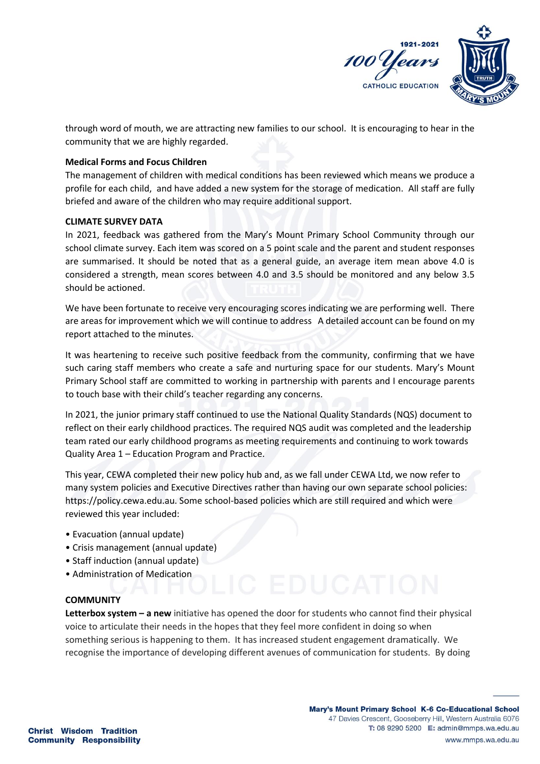through word of mouth, we are attracting new families to our school. It is encouraging to hear in the community that we are highly regarded.

**Medical Forms and Focus Children**

The management of children with medical conditions has been reviewed which means we produce a profile for each child, and have added a new system for the storage of medication. All staff are fully briefed and aware of the children who may require additional support.

**CLIMATE SURVEY DATA**

In 2021, feedback was gathered from the Mary's Mount Primary School Community through our school climate survey. Each item was scored on a 5 point scale and the parent and student responses are summarised. It should be noted that as a general guide, an average item mean above 4.0 is considered a strength, mean scores between 4.0 and 3.5 should be monitored and any below 3.5 should be actioned.

We have been fortunate to receive very encouraging scores indicating we are performing well. There are areas for improvement which we will continue to address A detailed account can be found on my report attached to the minutes.

It was heartening to receive such positive feedback from the community, confirming that we have such caring staff members who create a safe and nurturing space for our students. Mary's Mount Primary School staff are committed to working in partnership with parents and I encourage parents to touch base with their child's teacher regarding any concerns.

In 2021, the junior primary staff continued to use the National Quality Standards (NQS) document to reflect on their early childhood practices. The required NQS audit was completed and the leadership team rated our early childhood programs as meeting requirements and continuing to work towards Quality Area 1 – Education Program and Practice.

This year, CEWA completed their new policy hub and, as we fall under CEWA Ltd, we now refer to many system policies and Executive Directives rather than having our own separate school policies: https://policy.cewa.edu.au. Some school-based policies which are still required and which were reviewed this year included:

- Evacuation (annual update)
- Crisis management (annual update)
- Staff induction (annual update)
- Administration of Medication

**COMMUNITY**

**Letterbox system – a new** initiative has opened the door for students who cannot find their physical voice to articulate their needs in the hopes that they feel more confident in doing so when something serious is happening to them. It has increased student engagement dramatically. We recognise the importance of developing different avenues of communication for students. By doing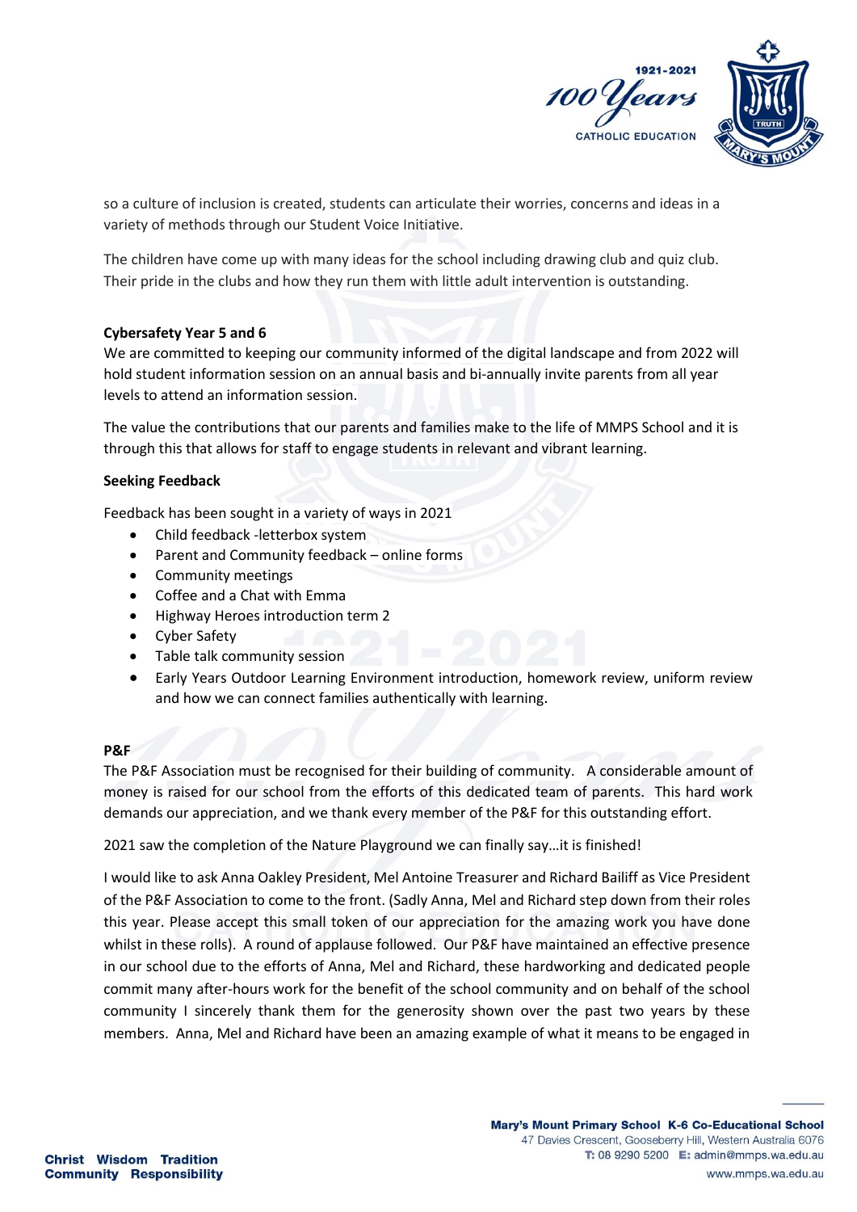so a culture of inclusion is created, students can articulate their worries, concerns and ideas in a variety of methods through our Student Voice Initiative.

The children have come up with many ideas for the school including drawing club and quiz club. Their pride in the clubs and how they run them with little adult intervention is outstanding.

**Cybersafety Year 5 and 6**

We are committed to keeping our community informed of the digital landscape and from 2022 will hold student information session on an annual basis and bi-annually invite parents from all year levels to attend an information session.

The value the contributions that our parents and families make to the life of MMPS School and it is through this that allows for staff to engage students in relevant and vibrant learning.

**Seeking Feedback**

Feedback has been sought in a variety of ways in 2021

- Child feedback -letterbox system
- Parent and Community feedback – online forms
- Community meetings
- Coffee and a Chat with Emma
- Highway Heroes introduction term 2
- Cyber Safety
- Table talk community session
- Early Years Outdoor Learning Environment introduction, homework review, uniform review and how we can connect families authentically with learning.

**P&F**

The P&F Association must be recognised for their building of community. A considerable amount of money is raised for our school from the efforts of this dedicated team of parents. This hard work demands our appreciation, and we thank every member of the P&F for this outstanding effort.

2021 saw the completion of the Nature Playground we can finally say…it is finished!

I would like to ask Anna Oakley President, Mel Antoine Treasurer and Richard Bailiff as Vice President of the P&F Association to come to the front. (Sadly Anna, Mel and Richard step down from their roles this year. Please accept this small token of our appreciation for the amazing work you have done whilst in these rolls). A round of applause followed. Our P&F have maintained an effective presence in our school due to the efforts of Anna, Mel and Richard, these hardworking and dedicated people commit many after-hours work for the benefit of the school community and on behalf of the school community I sincerely thank them for the generosity shown over the past two years by these members. Anna, Mel and Richard have been an amazing example of what it means to be engaged in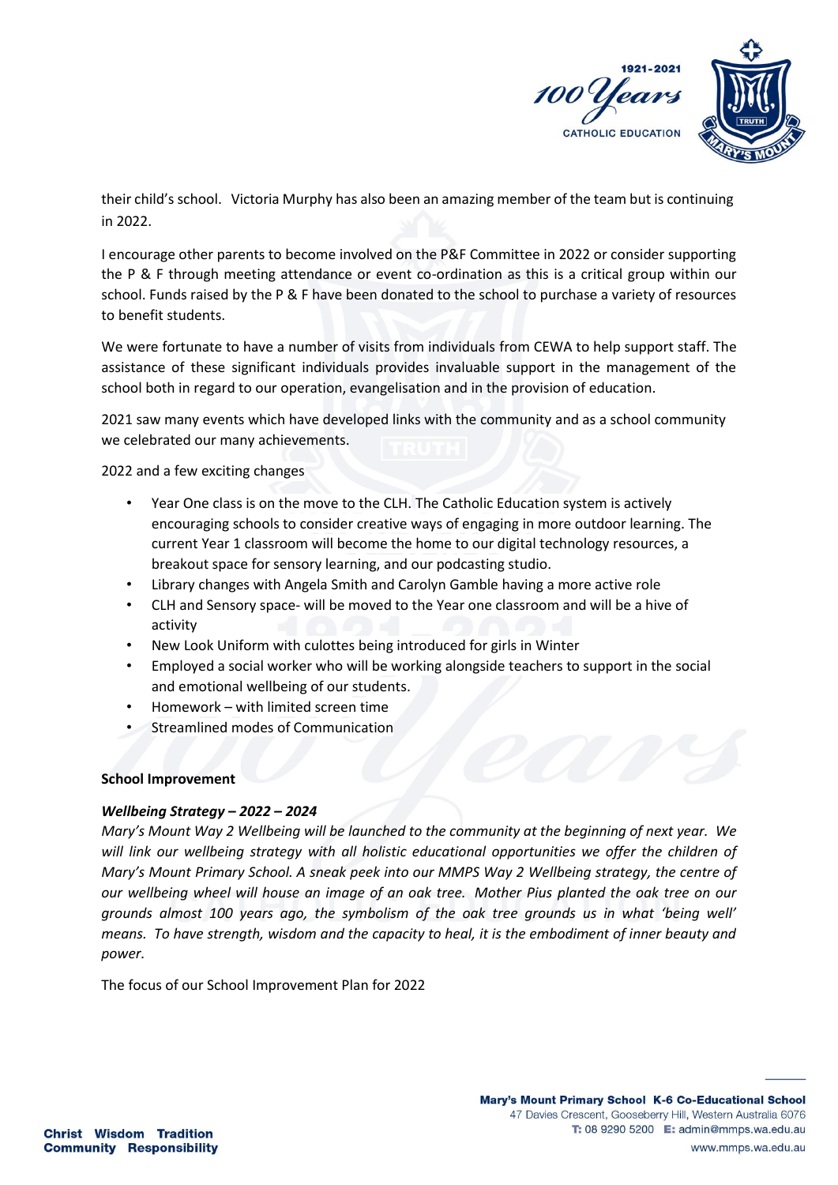their child's school. Victoria Murphy has also been an amazing member of the team but is continuing in 2022.

I encourage other parents to become involved on the P&F Committee in 2022 or consider supporting the P & F through meeting attendance or event co-ordination as this is a critical group within our school. Funds raised by the P & F have been donated to the school to purchase a variety of resources to benefit students.

We were fortunate to have a number of visits from individuals from CEWA to help support staff. The assistance of these significant individuals provides invaluable support in the management of the school both in regard to our operation, evangelisation and in the provision of education.

2021 saw many events which have developed links with the community and as a school community we celebrated our many achievements.

2022 and a few exciting changes

- Year One class is on the move to the CLH. The Catholic Education system is actively encouraging schools to consider creative ways of engaging in more outdoor learning. The current Year 1 classroom will become the home to our digital technology resources, a breakout space for sensory learning, and our podcasting studio.
- Library changes with Angela Smith and Carolyn Gamble having a more active role
- CLH and Sensory space- will be moved to the Year one classroom and will be a hive of activity
- New Look Uniform with culottes being introduced for girls in Winter
- Employed a social worker who will be working alongside teachers to support in the social and emotional wellbeing of our students.
- Homework – with limited screen time
- Streamlined modes of Communication

**School Improvement**

***Wellbeing Strategy – 2022 – 2024***

*Mary's Mount Way 2 Wellbeing will be launched to the community at the beginning of next year. We will link our wellbeing strategy with all holistic educational opportunities we offer the children of Mary's Mount Primary School. A sneak peek into our MMPS Way 2 Wellbeing strategy, the centre of our wellbeing wheel will house an image of an oak tree. Mother Pius planted the oak tree on our grounds almost 100 years ago, the symbolism of the oak tree grounds us in what 'being well' means. To have strength, wisdom and the capacity to heal, it is the embodiment of inner beauty and power.*

The focus of our School Improvement Plan for 2022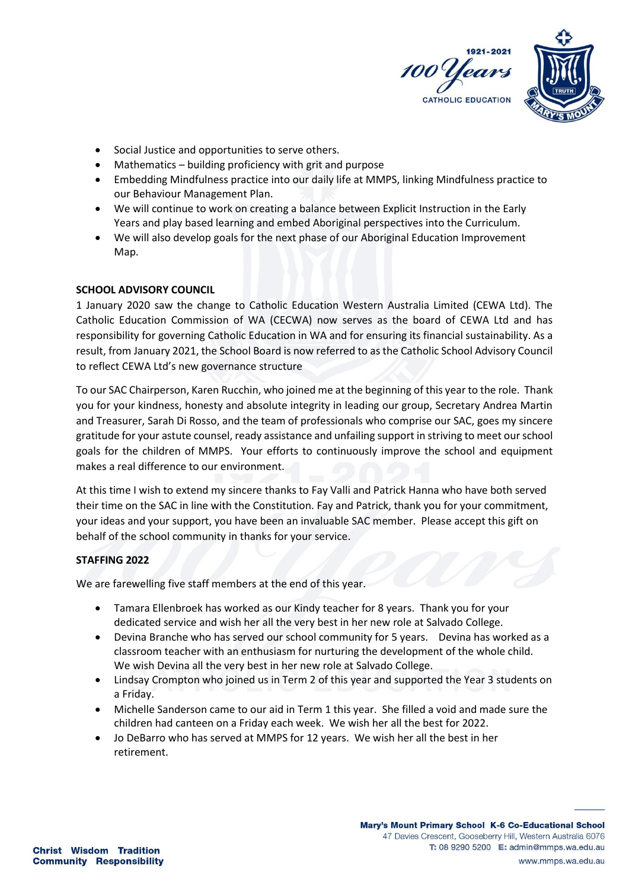- Social Justice and opportunities to serve others.
- Mathematics – building proficiency with grit and purpose
- Embedding Mindfulness practice into our daily life at MMPS, linking Mindfulness practice to our Behaviour Management Plan.
- We will continue to work on creating a balance between Explicit Instruction in the Early Years and play based learning and embed Aboriginal perspectives into the Curriculum.
- We will also develop goals for the next phase of our Aboriginal Education Improvement Map.

**SCHOOL ADVISORY COUNCIL**

1 January 2020 saw the change to Catholic Education Western Australia Limited (CEWA Ltd). The Catholic Education Commission of WA (CECWA) now serves as the board of CEWA Ltd and has responsibility for governing Catholic Education in WA and for ensuring its financial sustainability. As a result, from January 2021, the School Board is now referred to as the Catholic School Advisory Council to reflect CEWA Ltd's new governance structure

To our SAC Chairperson, Karen Rucchin, who joined me at the beginning of this year to the role. Thank you for your kindness, honesty and absolute integrity in leading our group, Secretary Andrea Martin and Treasurer, Sarah Di Rosso, and the team of professionals who comprise our SAC, goes my sincere gratitude for your astute counsel, ready assistance and unfailing support in striving to meet our school goals for the children of MMPS. Your efforts to continuously improve the school and equipment makes a real difference to our environment.

At this time I wish to extend my sincere thanks to Fay Valli and Patrick Hanna who have both served their time on the SAC in line with the Constitution. Fay and Patrick, thank you for your commitment, your ideas and your support, you have been an invaluable SAC member. Please accept this gift on behalf of the school community in thanks for your service.

**STAFFING 2022**

We are farewelling five staff members at the end of this year.

- Tamara Ellenbroek has worked as our Kindy teacher for 8 years. Thank you for your dedicated service and wish her all the very best in her new role at Salvado College.
- Devina Branche who has served our school community for 5 years. Devina has worked as a classroom teacher with an enthusiasm for nurturing the development of the whole child. We wish Devina all the very best in her new role at Salvado College.
- Lindsay Crompton who joined us in Term 2 of this year and supported the Year 3 students on a Friday.
- Michelle Sanderson came to our aid in Term 1 this year. She filled a void and made sure the children had canteen on a Friday each week. We wish her all the best for 2022.
- Jo DeBarro who has served at MMPS for 12 years. We wish her all the best in her retirement.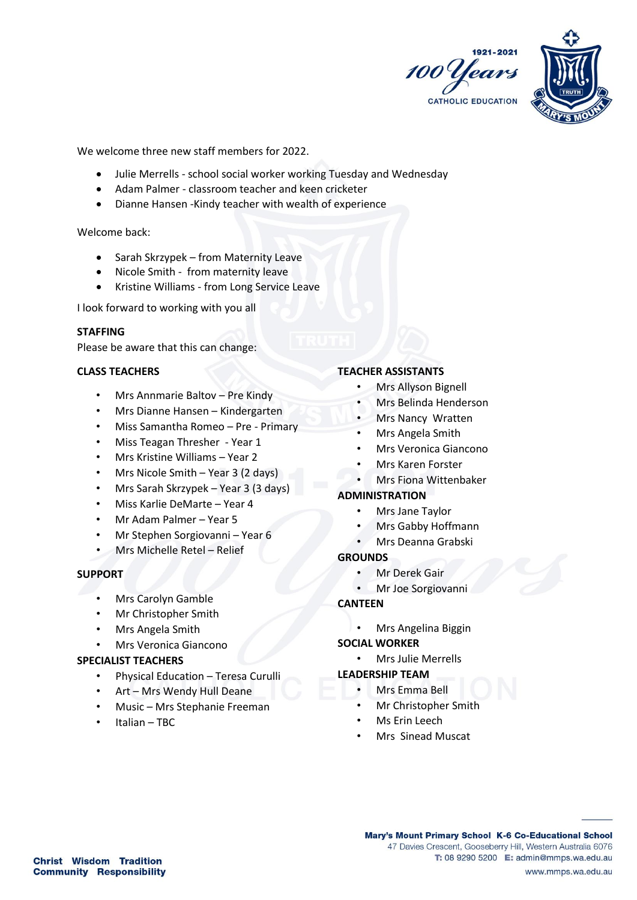We welcome three new staff members for 2022.

- Julie Merrells - school social worker working Tuesday and Wednesday
- Adam Palmer - classroom teacher and keen cricketer
- Dianne Hansen -Kindy teacher with wealth of experience

Welcome back:

- Sarah Skrzypek – from Maternity Leave
- Nicole Smith - from maternity leave
- Kristine Williams - from Long Service Leave

I look forward to working with you all

**STAFFING**

Please be aware that this can change:

**CLASS TEACHERS**

- Mrs Annmarie Baltov – Pre Kindy
- Mrs Dianne Hansen – Kindergarten
- Miss Samantha Romeo – Pre - Primary
- Miss Teagan Thresher - Year 1
- Mrs Kristine Williams – Year 2
- Mrs Nicole Smith – Year 3 (2 days)
- Mrs Sarah Skrzypek – Year 3 (3 days)
- Miss Karlie DeMarte – Year 4
- Mr Adam Palmer – Year 5
- Mr Stephen Sorgiovanni – Year 6
- Mrs Michelle Retel – Relief

**SUPPORT**

- Mrs Carolyn Gamble
- Mr Christopher Smith
- Mrs Angela Smith
- Mrs Veronica Giancono

**SPECIALIST TEACHERS**

- Physical Education – Teresa Curulli
- Art – Mrs Wendy Hull Deane
- Music – Mrs Stephanie Freeman
- Italian – TBC

**TEACHER ASSISTANTS**

- Mrs Allyson Bignell
- Mrs Belinda Henderson
- Mrs Nancy Wratten
- Mrs Angela Smith
- Mrs Veronica Giancono
- Mrs Karen Forster
- Mrs Fiona Wittenbaker

**ADMINISTRATION**

- Mrs Jane Taylor
- Mrs Gabby Hoffmann
- Mrs Deanna Grabski

**GROUNDS**

- Mr Derek Gair
- Mr Joe Sorgiovanni

**CANTEEN**

- Mrs Angelina Biggin

**SOCIAL WORKER**

- Mrs Julie Merrells

**LEADERSHIP TEAM**

- Mrs Emma Bell
- Mr Christopher Smith
- Ms Erin Leech
- Mrs Sinead Muscat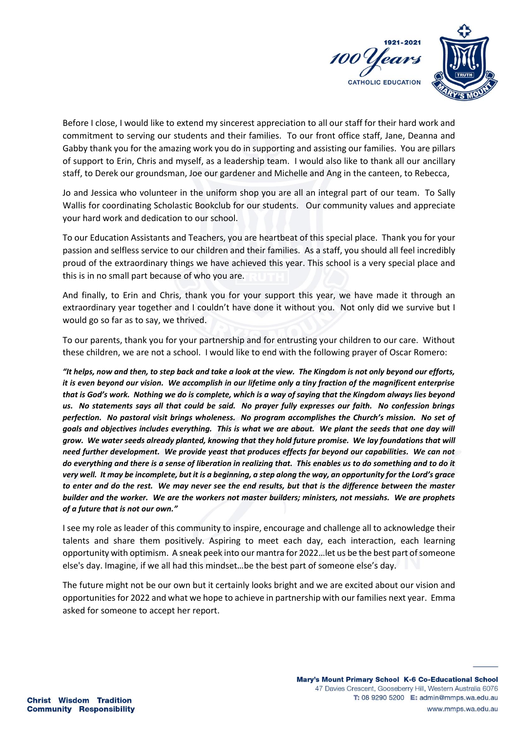Before I close, I would like to extend my sincerest appreciation to all our staff for their hard work and commitment to serving our students and their families. To our front office staff, Jane, Deanna and Gabby thank you for the amazing work you do in supporting and assisting our families. You are pillars of support to Erin, Chris and myself, as a leadership team. I would also like to thank all our ancillary staff, to Derek our groundsman, Joe our gardener and Michelle and Ang in the canteen, to Rebecca,

Jo and Jessica who volunteer in the uniform shop you are all an integral part of our team. To Sally Wallis for coordinating Scholastic Bookclub for our students. Our community values and appreciate your hard work and dedication to our school.

To our Education Assistants and Teachers, you are heartbeat of this special place. Thank you for your passion and selfless service to our children and their families. As a staff, you should all feel incredibly proud of the extraordinary things we have achieved this year. This school is a very special place and this is in no small part because of who you are.

And finally, to Erin and Chris, thank you for your support this year, we have made it through an extraordinary year together and I couldn't have done it without you. Not only did we survive but I would go so far as to say, we thrived.

To our parents, thank you for your partnership and for entrusting your children to our care. Without these children, we are not a school. I would like to end with the following prayer of Oscar Romero:

***"It helps, now and then, to step back and take a look at the view. The Kingdom is not only beyond our efforts, it is even beyond our vision. We accomplish in our lifetime only a tiny fraction of the magnificent enterprise that is God's work. Nothing we do is complete, which is a way of saying that the Kingdom always lies beyond us. No statements says all that could be said. No prayer fully expresses our faith. No confession brings perfection. No pastoral visit brings wholeness. No program accomplishes the Church's mission. No set of goals and objectives includes everything. This is what we are about. We plant the seeds that one day will grow. We water seeds already planted, knowing that they hold future promise. We lay foundations that will need further development. We provide yeast that produces effects far beyond our capabilities. We can not do everything and there is a sense of liberation in realizing that. This enables us to do something and to do it very well. It may be incomplete, but it is a beginning, a step along the way, an opportunity for the Lord's grace to enter and do the rest. We may never see the end results, but that is the difference between the master builder and the worker. We are the workers not master builders; ministers, not messiahs. We are prophets of a future that is not our own."***

I see my role as leader of this community to inspire, encourage and challenge all to acknowledge their talents and share them positively. Aspiring to meet each day, each interaction, each learning opportunity with optimism. A sneak peek into our mantra for 2022…let us be the best part of someone else's day. Imagine, if we all had this mindset…be the best part of someone else's day.

The future might not be our own but it certainly looks bright and we are excited about our vision and opportunities for 2022 and what we hope to achieve in partnership with our families next year. Emma asked for someone to accept her report.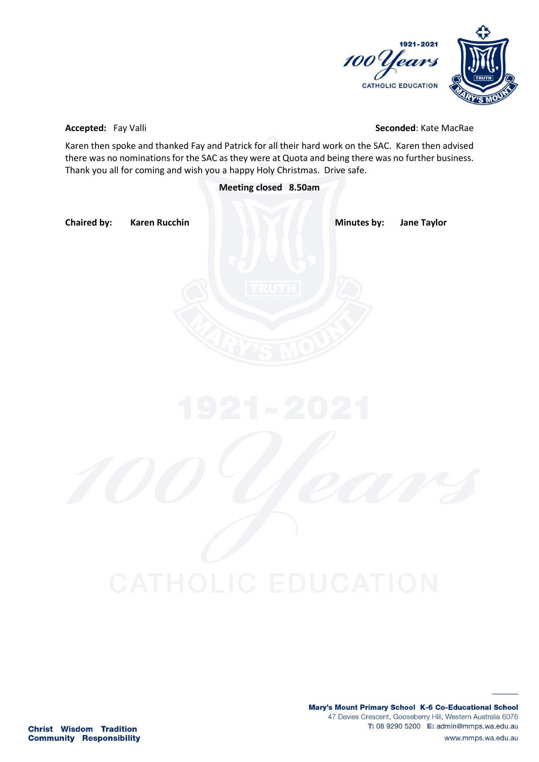**Accepted:** Fay Valli **Seconded**: Kate MacRae

Karen then spoke and thanked Fay and Patrick for all their hard work on the SAC. Karen then advised there was no nominations for the SAC as they were at Quota and being there was no further business. Thank you all for coming and wish you a happy Holy Christmas. Drive safe.

**Meeting closed 8.50am**

**Chaired by: Karen Rucchin** **Minutes by: Jane Taylor**